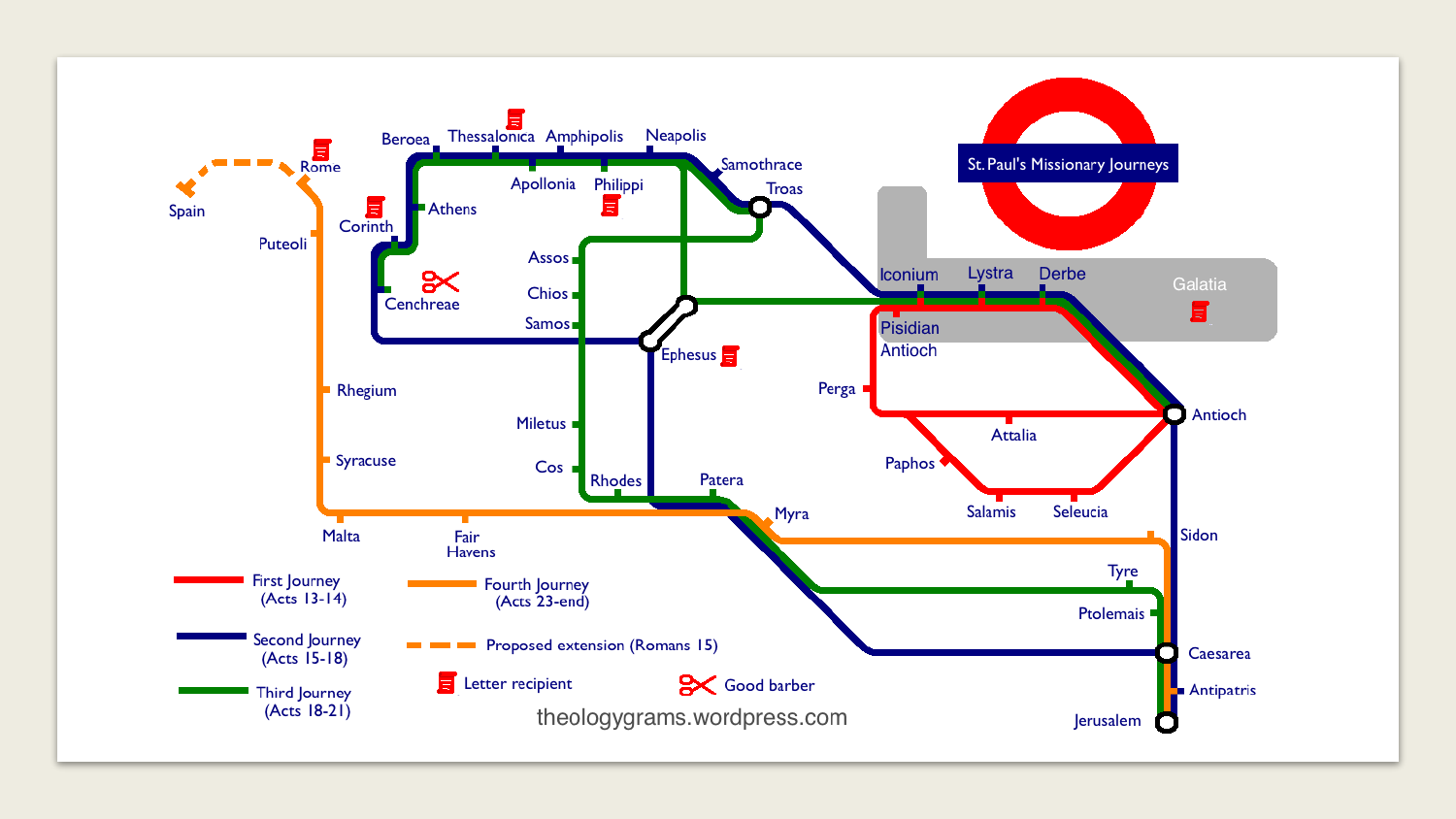# St. Paul's Missionary Journeys

Spain

Rome

Puteoli

Beroea

Thessalonica

Amphipolis

Neapolis

Apollonia

Philippi

Samothrace

Troas

Athens

Corinth

Cenchreae

Assos

Chios

Samos

Ephesus

Iconium

Lystra

Derbe

Galatia

Pisidian Antioch

Perga

Antioch

Attalia

Paphos

Salamis

Seleucia

Rhegium

Miletus

Syracuse

Cos

Rhodes

Patera

Myra

Malta

Fair Havens

Sidon

Tyre

Ptolemais

Caesarea

Antipatris

Jerusalem

First Journey (Acts 13-14)

Second Journey (Acts 15-18)

Third Journey (Acts 18-21)

Fourth Journey (Acts 23-end)

Proposed extension (Romans 15)

Letter recipient

Good barber

theologygrams.wordpress.com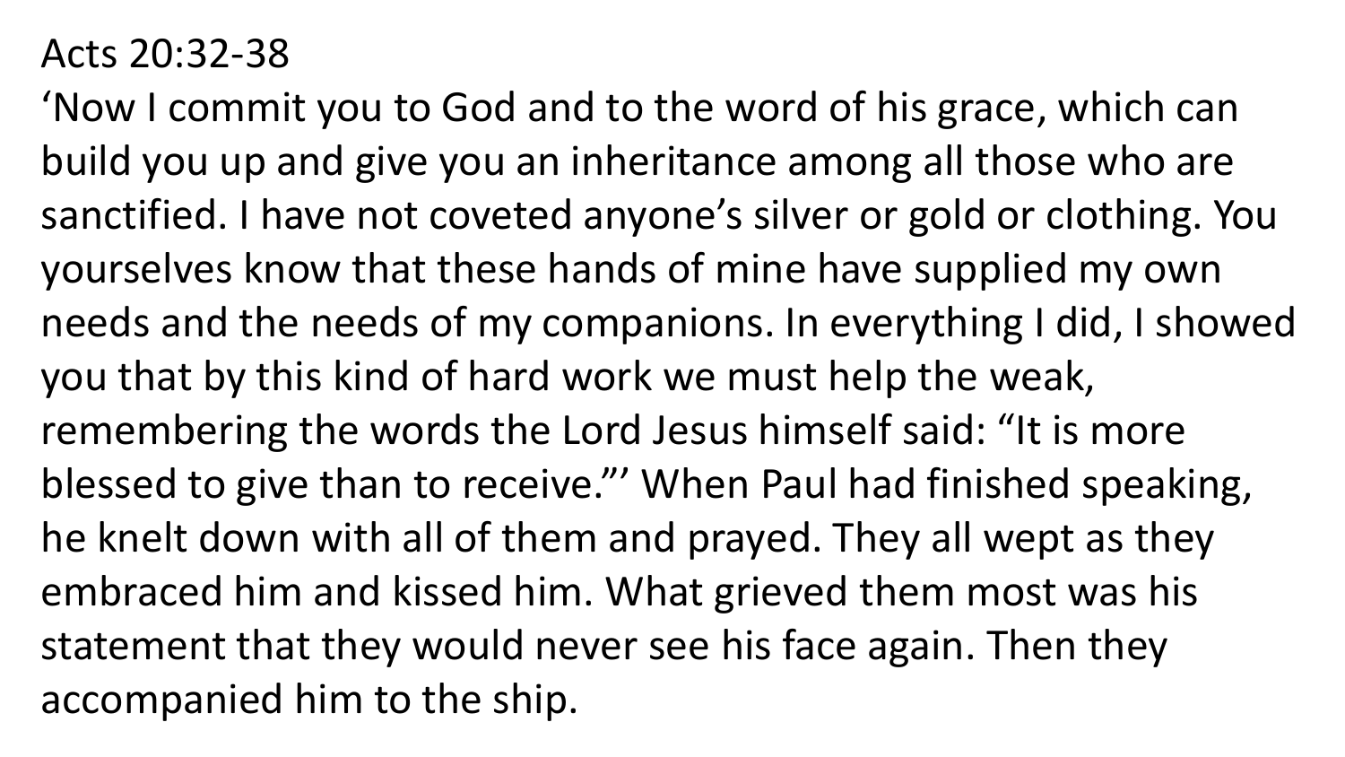Acts 20:32-38

'Now I commit you to God and to the word of his grace, which can build you up and give you an inheritance among all those who are sanctified. I have not coveted anyone's silver or gold or clothing. You yourselves know that these hands of mine have supplied my own needs and the needs of my companions. In everything I did, I showed you that by this kind of hard work we must help the weak, remembering the words the Lord Jesus himself said: "It is more blessed to give than to receive."' When Paul had finished speaking, he knelt down with all of them and prayed. They all wept as they embraced him and kissed him. What grieved them most was his statement that they would never see his face again. Then they accompanied him to the ship.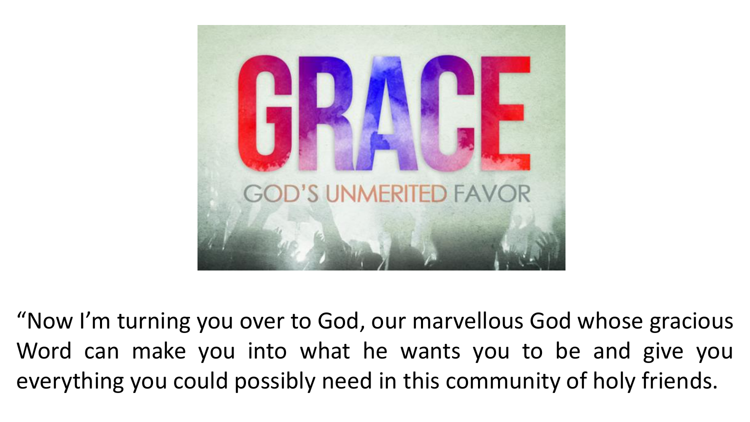GRACE

GOD'S UNMERITED FAVOR

“Now I’m turning you over to God, our marvellous God whose gracious Word can make you into what he wants you to be and give you everything you could possibly need in this community of holy friends.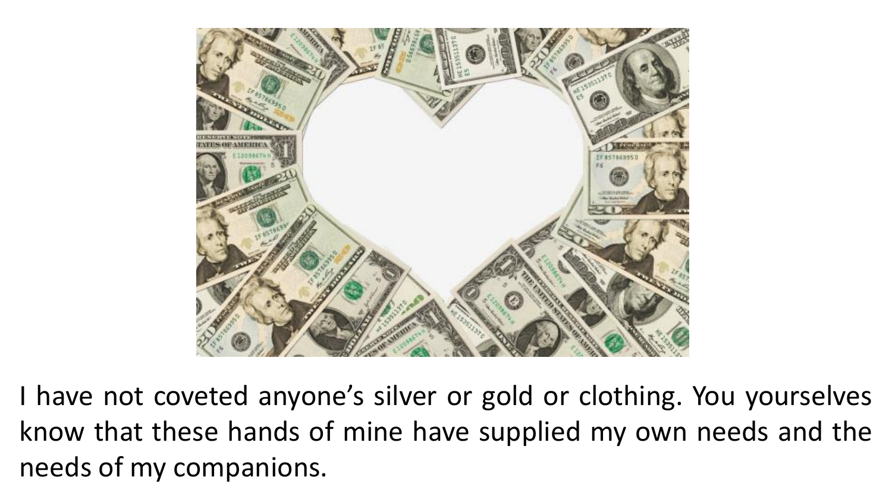I have not coveted anyone's silver or gold or clothing. You yourselves know that these hands of mine have supplied my own needs and the needs of my companions.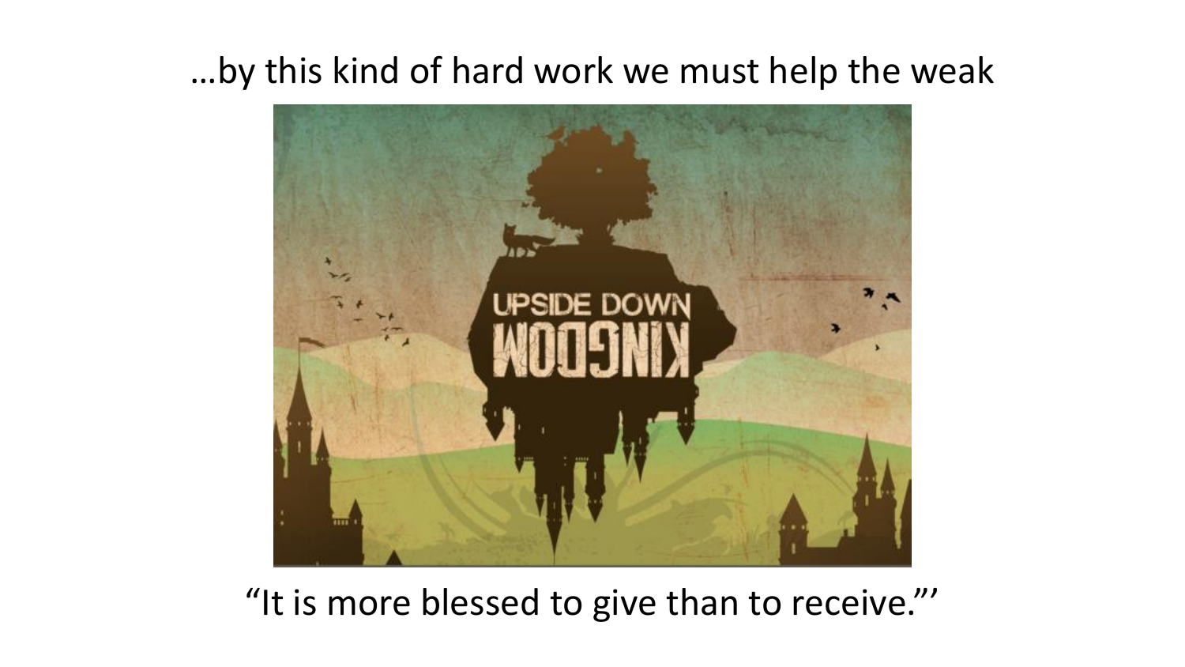…by this kind of hard work we must help the weak

“It is more blessed to give than to receive.”’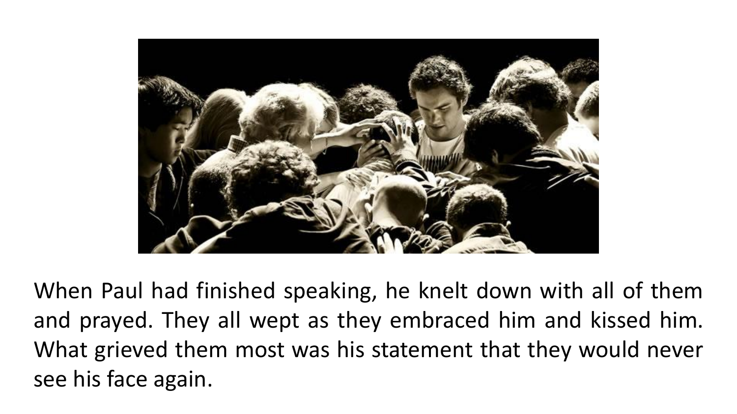When Paul had finished speaking, he knelt down with all of them and prayed. They all wept as they embraced him and kissed him. What grieved them most was his statement that they would never see his face again.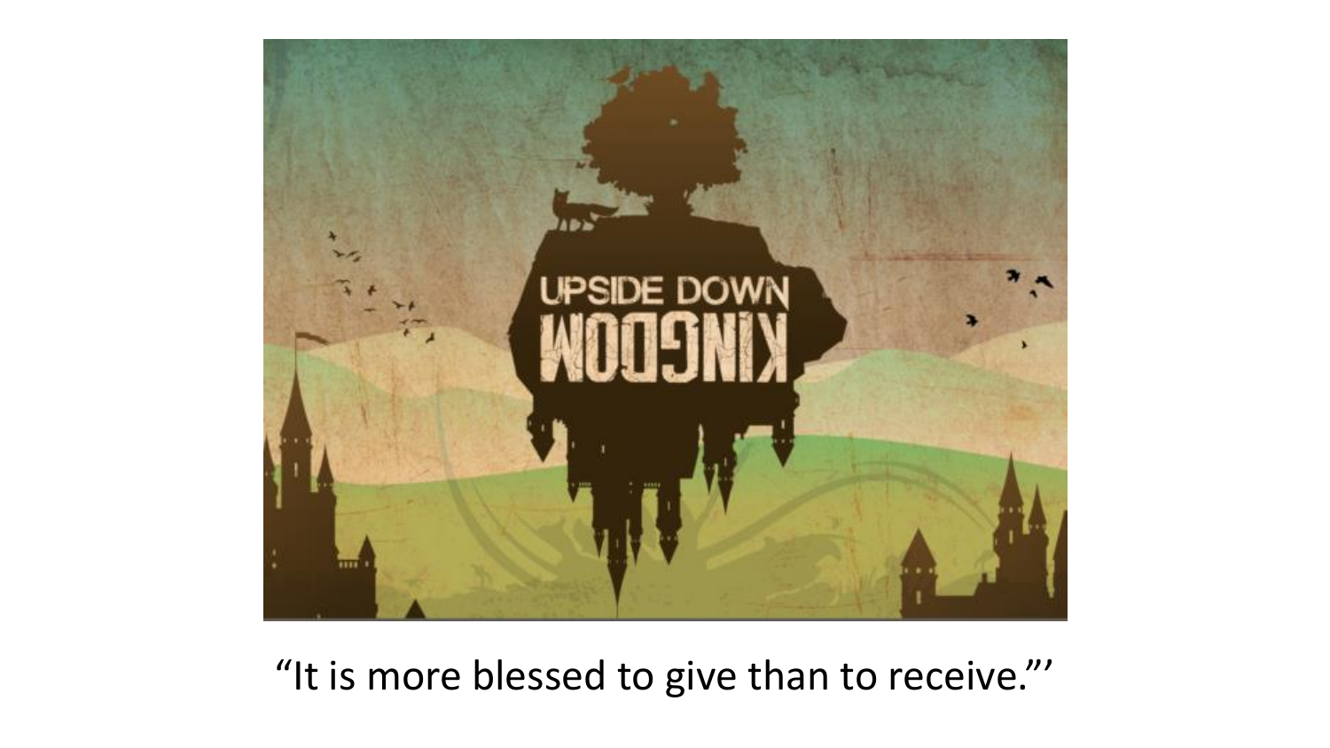“It is more blessed to give than to receive.”’